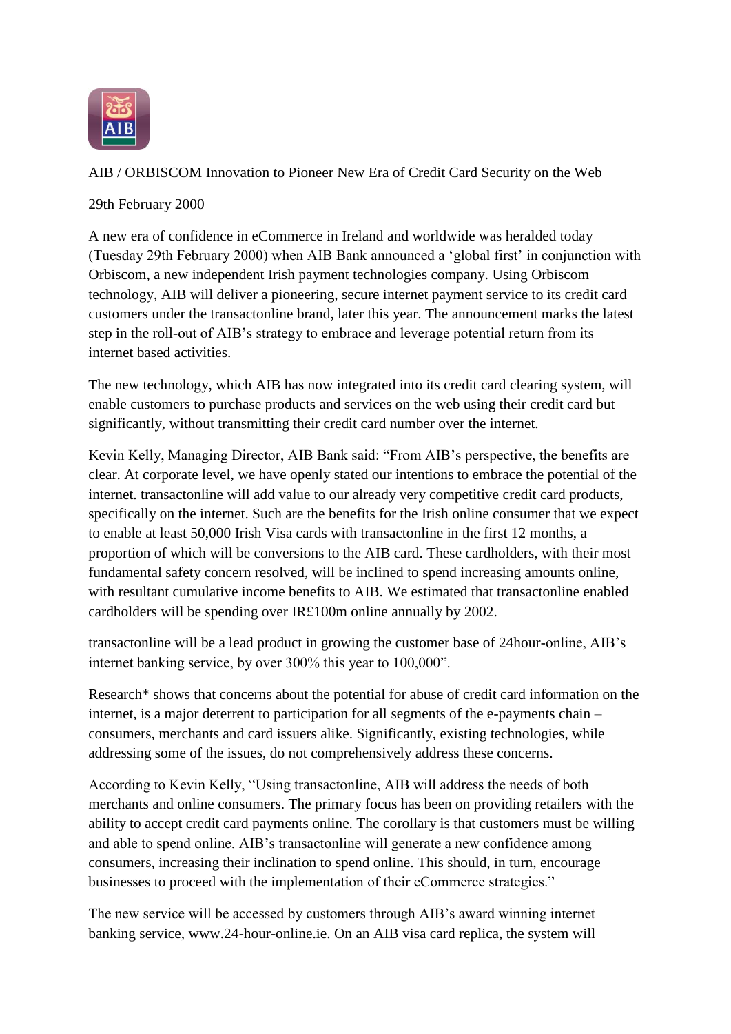# AIB / ORBISCOM Innovation to Pioneer New Era of Credit Card Security on the Web

29th February 2000

A new era of confidence in eCommerce in Ireland and worldwide was heralded today (Tuesday 29th February 2000) when AIB Bank announced a 'global first' in conjunction with Orbiscom, a new independent Irish payment technologies company. Using Orbiscom technology, AIB will deliver a pioneering, secure internet payment service to its credit card customers under the transactonline brand, later this year. The announcement marks the latest step in the roll-out of AIB's strategy to embrace and leverage potential return from its internet based activities.

The new technology, which AIB has now integrated into its credit card clearing system, will enable customers to purchase products and services on the web using their credit card but significantly, without transmitting their credit card number over the internet.

Kevin Kelly, Managing Director, AIB Bank said: "From AIB's perspective, the benefits are clear. At corporate level, we have openly stated our intentions to embrace the potential of the internet. transactonline will add value to our already very competitive credit card products, specifically on the internet. Such are the benefits for the Irish online consumer that we expect to enable at least 50,000 Irish Visa cards with transactonline in the first 12 months, a proportion of which will be conversions to the AIB card. These cardholders, with their most fundamental safety concern resolved, will be inclined to spend increasing amounts online, with resultant cumulative income benefits to AIB. We estimated that transactonline enabled cardholders will be spending over IR£100m online annually by 2002.

transactonline will be a lead product in growing the customer base of 24hour-online, AIB's internet banking service, by over 300% this year to 100,000".

Research* shows that concerns about the potential for abuse of credit card information on the internet, is a major deterrent to participation for all segments of the e-payments chain – consumers, merchants and card issuers alike. Significantly, existing technologies, while addressing some of the issues, do not comprehensively address these concerns.

According to Kevin Kelly, "Using transactonline, AIB will address the needs of both merchants and online consumers. The primary focus has been on providing retailers with the ability to accept credit card payments online. The corollary is that customers must be willing and able to spend online. AIB's transactonline will generate a new confidence among consumers, increasing their inclination to spend online. This should, in turn, encourage businesses to proceed with the implementation of their eCommerce strategies."

The new service will be accessed by customers through AIB's award winning internet banking service, www.24-hour-online.ie. On an AIB visa card replica, the system will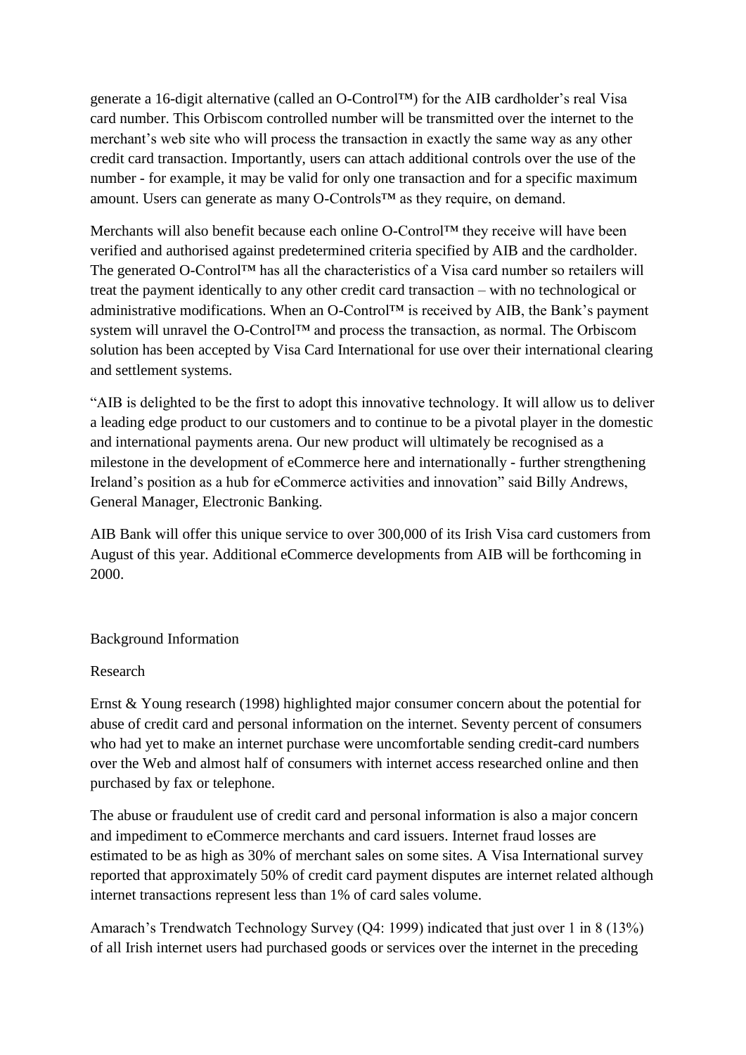generate a 16-digit alternative (called an O-Control™) for the AIB cardholder's real Visa card number. This Orbiscom controlled number will be transmitted over the internet to the merchant's web site who will process the transaction in exactly the same way as any other credit card transaction. Importantly, users can attach additional controls over the use of the number - for example, it may be valid for only one transaction and for a specific maximum amount. Users can generate as many O-Controls™ as they require, on demand.

Merchants will also benefit because each online O-Control™ they receive will have been verified and authorised against predetermined criteria specified by AIB and the cardholder. The generated O-Control™ has all the characteristics of a Visa card number so retailers will treat the payment identically to any other credit card transaction – with no technological or administrative modifications. When an O-Control™ is received by AIB, the Bank's payment system will unravel the O-Control™ and process the transaction, as normal. The Orbiscom solution has been accepted by Visa Card International for use over their international clearing and settlement systems.

"AIB is delighted to be the first to adopt this innovative technology. It will allow us to deliver a leading edge product to our customers and to continue to be a pivotal player in the domestic and international payments arena. Our new product will ultimately be recognised as a milestone in the development of eCommerce here and internationally - further strengthening Ireland's position as a hub for eCommerce activities and innovation" said Billy Andrews, General Manager, Electronic Banking.

AIB Bank will offer this unique service to over 300,000 of its Irish Visa card customers from August of this year. Additional eCommerce developments from AIB will be forthcoming in 2000.

Background Information

Research

Ernst & Young research (1998) highlighted major consumer concern about the potential for abuse of credit card and personal information on the internet. Seventy percent of consumers who had yet to make an internet purchase were uncomfortable sending credit-card numbers over the Web and almost half of consumers with internet access researched online and then purchased by fax or telephone.

The abuse or fraudulent use of credit card and personal information is also a major concern and impediment to eCommerce merchants and card issuers. Internet fraud losses are estimated to be as high as 30% of merchant sales on some sites. A Visa International survey reported that approximately 50% of credit card payment disputes are internet related although internet transactions represent less than 1% of card sales volume.

Amarach's Trendwatch Technology Survey (Q4: 1999) indicated that just over 1 in 8 (13%) of all Irish internet users had purchased goods or services over the internet in the preceding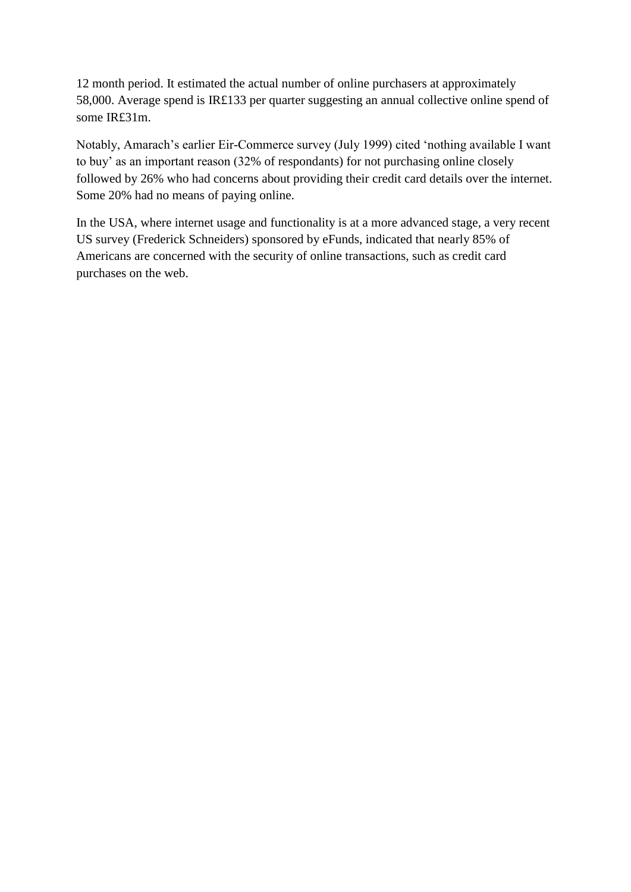12 month period. It estimated the actual number of online purchasers at approximately 58,000. Average spend is IR£133 per quarter suggesting an annual collective online spend of some IR£31m.

Notably, Amarach's earlier Eir-Commerce survey (July 1999) cited 'nothing available I want to buy' as an important reason (32% of respondants) for not purchasing online closely followed by 26% who had concerns about providing their credit card details over the internet. Some 20% had no means of paying online.

In the USA, where internet usage and functionality is at a more advanced stage, a very recent US survey (Frederick Schneiders) sponsored by eFunds, indicated that nearly 85% of Americans are concerned with the security of online transactions, such as credit card purchases on the web.